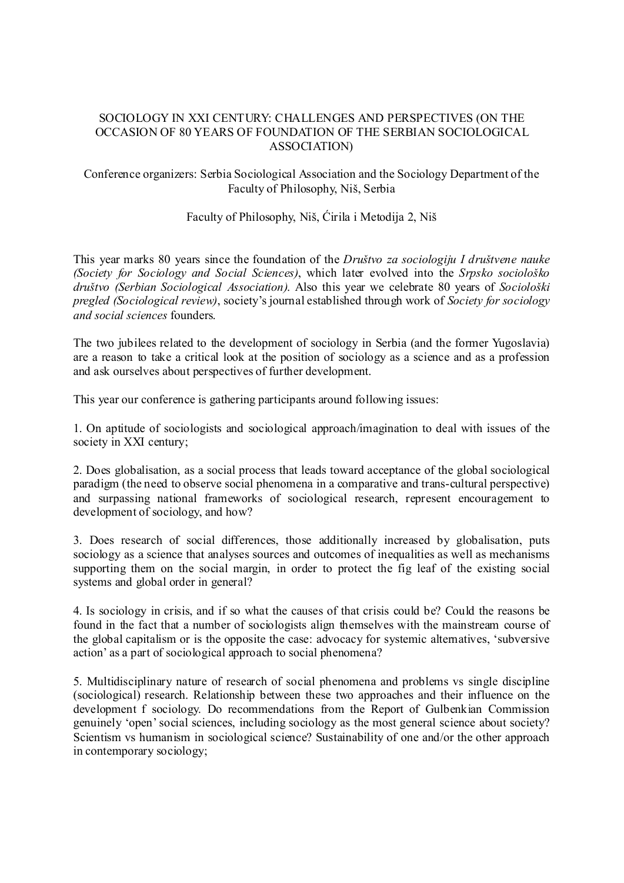# SOCIOLOGY IN XXI CENTURY: CHALLENGES AND PERSPECTIVES (ON THE OCCASION OF 80 YEARS OF FOUNDATION OF THE SERBIAN SOCIOLOGICAL ASSOCIATION)

Conference organizers: Serbia Sociological Association and the Sociology Department of the Faculty of Philosophy, Niš, Serbia

Faculty of Philosophy, Niš, Ćirila i Metodija 2, Niš

This year marks 80 years since the foundation of the *Društvo za sociologiju I društvene nauke (Society for Sociology and Social Sciences)*, which later evolved into the *Srpsko sociološko društvo (Serbian Sociological Association)*. Also this year we celebrate 80 years of *Sociološki pregled (Sociological review)*, society's journal established through work of *Society for sociology and social sciences* founders.

The two jubilees related to the development of sociology in Serbia (and the former Yugoslavia) are a reason to take a critical look at the position of sociology as a science and as a profession and ask ourselves about perspectives of further development.

This year our conference is gathering participants around following issues:

1. On aptitude of sociologists and sociological approach/imagination to deal with issues of the society in XXI century;

2. Does globalisation, as a social process that leads toward acceptance of the global sociological paradigm (the need to observe social phenomena in a comparative and trans-cultural perspective) and surpassing national frameworks of sociological research, represent encouragement to development of sociology, and how?

3. Does research of social differences, those additionally increased by globalisation, puts sociology as a science that analyses sources and outcomes of inequalities as well as mechanisms supporting them on the social margin, in order to protect the fig leaf of the existing social systems and global order in general?

4. Is sociology in crisis, and if so what the causes of that crisis could be? Could the reasons be found in the fact that a number of sociologists align themselves with the mainstream course of the global capitalism or is the opposite the case: advocacy for systemic alternatives, 'subversive action' as a part of sociological approach to social phenomena?

5. Multidisciplinary nature of research of social phenomena and problems vs single discipline (sociological) research. Relationship between these two approaches and their influence on the development f sociology. Do recommendations from the Report of Gulbenkian Commission genuinely 'open' social sciences, including sociology as the most general science about society? Scientism vs humanism in sociological science? Sustainability of one and/or the other approach in contemporary sociology;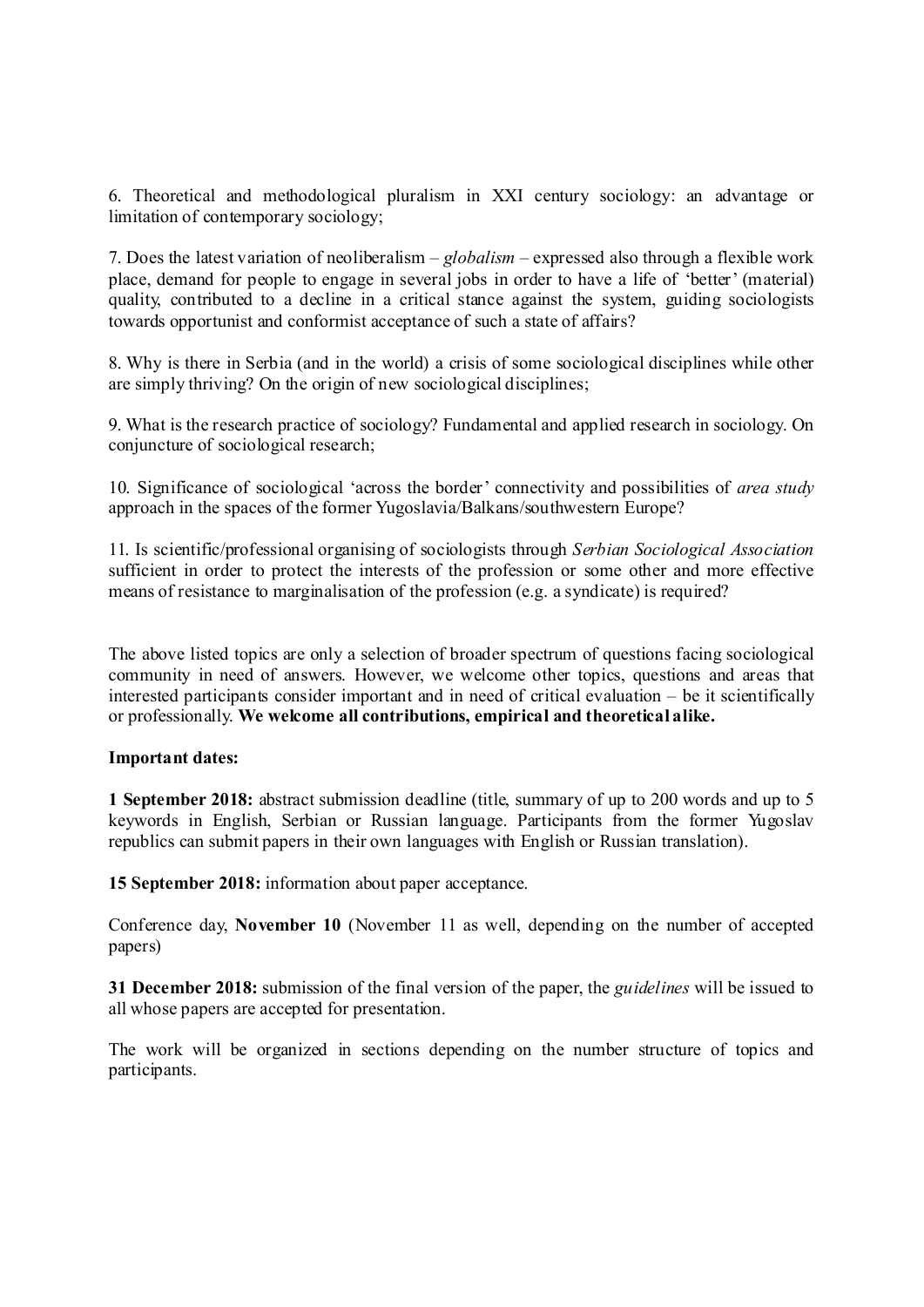6. Theoretical and methodological pluralism in XXI century sociology: an advantage or limitation of contemporary sociology;

7. Does the latest variation of neoliberalism – *globalism* – expressed also through a flexible work place, demand for people to engage in several jobs in order to have a life of 'better' (material) quality, contributed to a decline in a critical stance against the system, guiding sociologists towards opportunist and conformist acceptance of such a state of affairs?

8. Why is there in Serbia (and in the world) a crisis of some sociological disciplines while other are simply thriving? On the origin of new sociological disciplines;

9. What is the research practice of sociology? Fundamental and applied research in sociology. On conjuncture of sociological research;

10. Significance of sociological 'across the border' connectivity and possibilities of *area study* approach in the spaces of the former Yugoslavia/Balkans/southwestern Europe?

11. Is scientific/professional organising of sociologists through *Serbian Sociological Association* sufficient in order to protect the interests of the profession or some other and more effective means of resistance to marginalisation of the profession (e.g. a syndicate) is required?

The above listed topics are only a selection of broader spectrum of questions facing sociological community in need of answers. However, we welcome other topics, questions and areas that interested participants consider important and in need of critical evaluation – be it scientifically or professionally. **We welcome all contributions, empirical and theoretical alike.**

**Important dates:**

**1 September 2018:** abstract submission deadline (title, summary of up to 200 words and up to 5 keywords in English, Serbian or Russian language. Participants from the former Yugoslav republics can submit papers in their own languages with English or Russian translation).

**15 September 2018:** information about paper acceptance.

Conference day, **November 10** (November 11 as well, depending on the number of accepted papers)

**31 December 2018:** submission of the final version of the paper, the *guidelines* will be issued to all whose papers are accepted for presentation.

The work will be organized in sections depending on the number structure of topics and participants.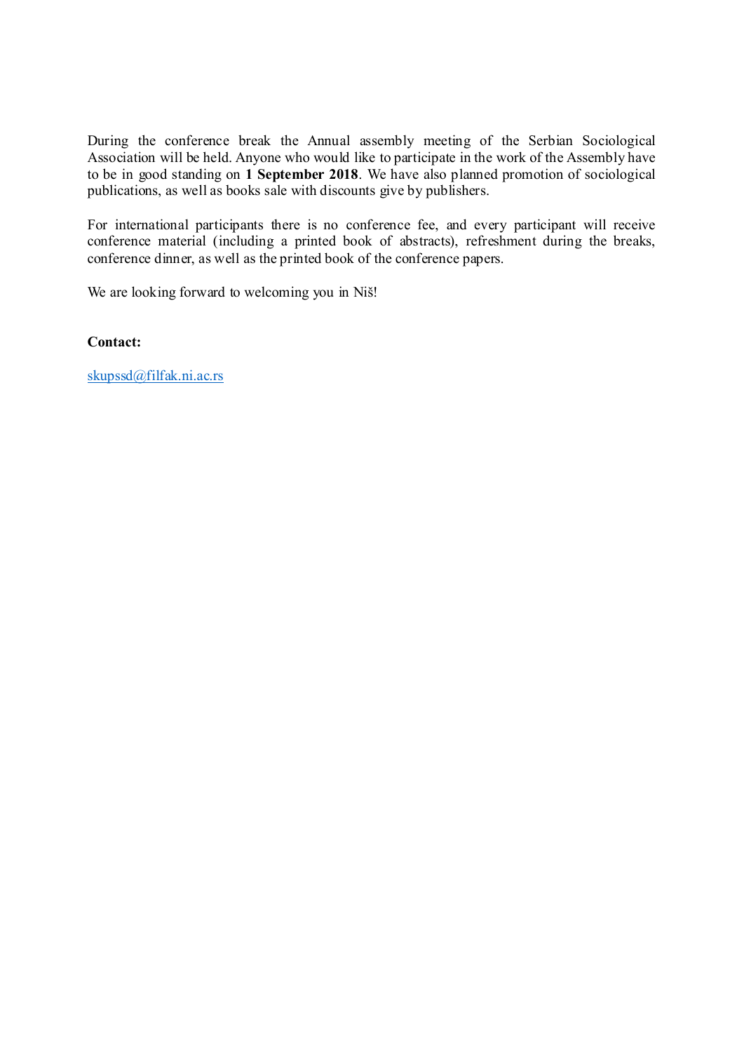During the conference break the Annual assembly meeting of the Serbian Sociological Association will be held. Anyone who would like to participate in the work of the Assembly have to be in good standing on **1 September 2018**. We have also planned promotion of sociological publications, as well as books sale with discounts give by publishers.

For international participants there is no conference fee, and every participant will receive conference material (including a printed book of abstracts), refreshment during the breaks, conference dinner, as well as the printed book of the conference papers.

We are looking forward to welcoming you in Niš!

**Contact:**

skupssd@filfak.ni.ac.rs